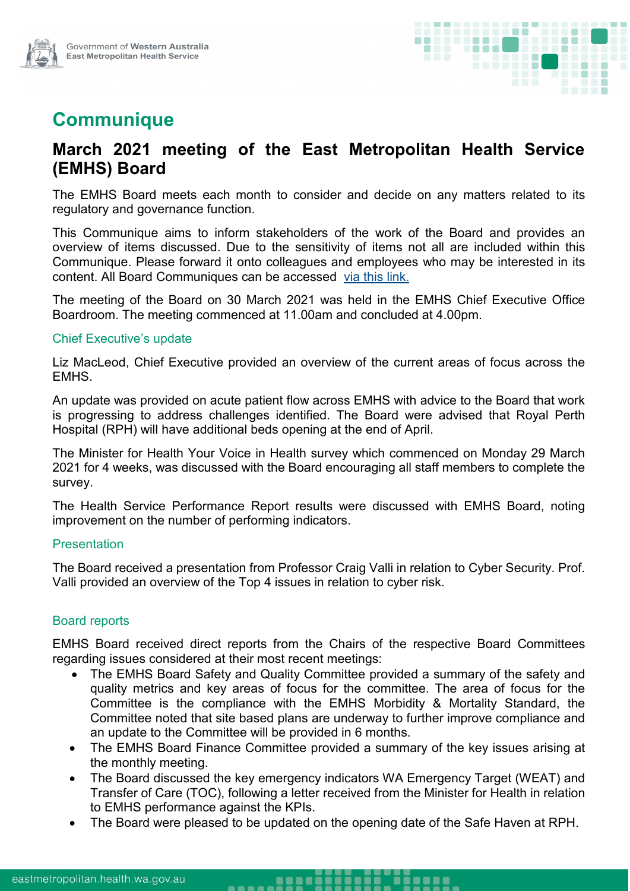# Communique

## March 2021 meeting of the East Metropolitan Health Service (EMHS) Board

The EMHS Board meets each month to consider and decide on any matters related to its regulatory and governance function.

This Communique aims to inform stakeholders of the work of the Board and provides an overview of items discussed. Due to the sensitivity of items not all are included within this Communique. Please forward it onto colleagues and employees who may be interested in its content. All Board Communiques can be accessed via this link.

The meeting of the Board on 30 March 2021 was held in the EMHS Chief Executive Office Boardroom. The meeting commenced at 11.00am and concluded at 4.00pm.

### Chief Executive's update

Liz MacLeod, Chief Executive provided an overview of the current areas of focus across the EMHS.

An update was provided on acute patient flow across EMHS with advice to the Board that work is progressing to address challenges identified. The Board were advised that Royal Perth Hospital (RPH) will have additional beds opening at the end of April.

The Minister for Health Your Voice in Health survey which commenced on Monday 29 March 2021 for 4 weeks, was discussed with the Board encouraging all staff members to complete the survey.

The Health Service Performance Report results were discussed with EMHS Board, noting improvement on the number of performing indicators.

### Presentation

The Board received a presentation from Professor Craig Valli in relation to Cyber Security. Prof. Valli provided an overview of the Top 4 issues in relation to cyber risk.

### Board reports

EMHS Board received direct reports from the Chairs of the respective Board Committees regarding issues considered at their most recent meetings:

- The EMHS Board Safety and Quality Committee provided a summary of the safety and quality metrics and key areas of focus for the committee. The area of focus for the Committee is the compliance with the EMHS Morbidity & Mortality Standard, the Committee noted that site based plans are underway to further improve compliance and an update to the Committee will be provided in 6 months.
- The EMHS Board Finance Committee provided a summary of the key issues arising at the monthly meeting.
- The Board discussed the key emergency indicators WA Emergency Target (WEAT) and Transfer of Care (TOC), following a letter received from the Minister for Health in relation to EMHS performance against the KPIs.
- The Board were pleased to be updated on the opening date of the Safe Haven at RPH.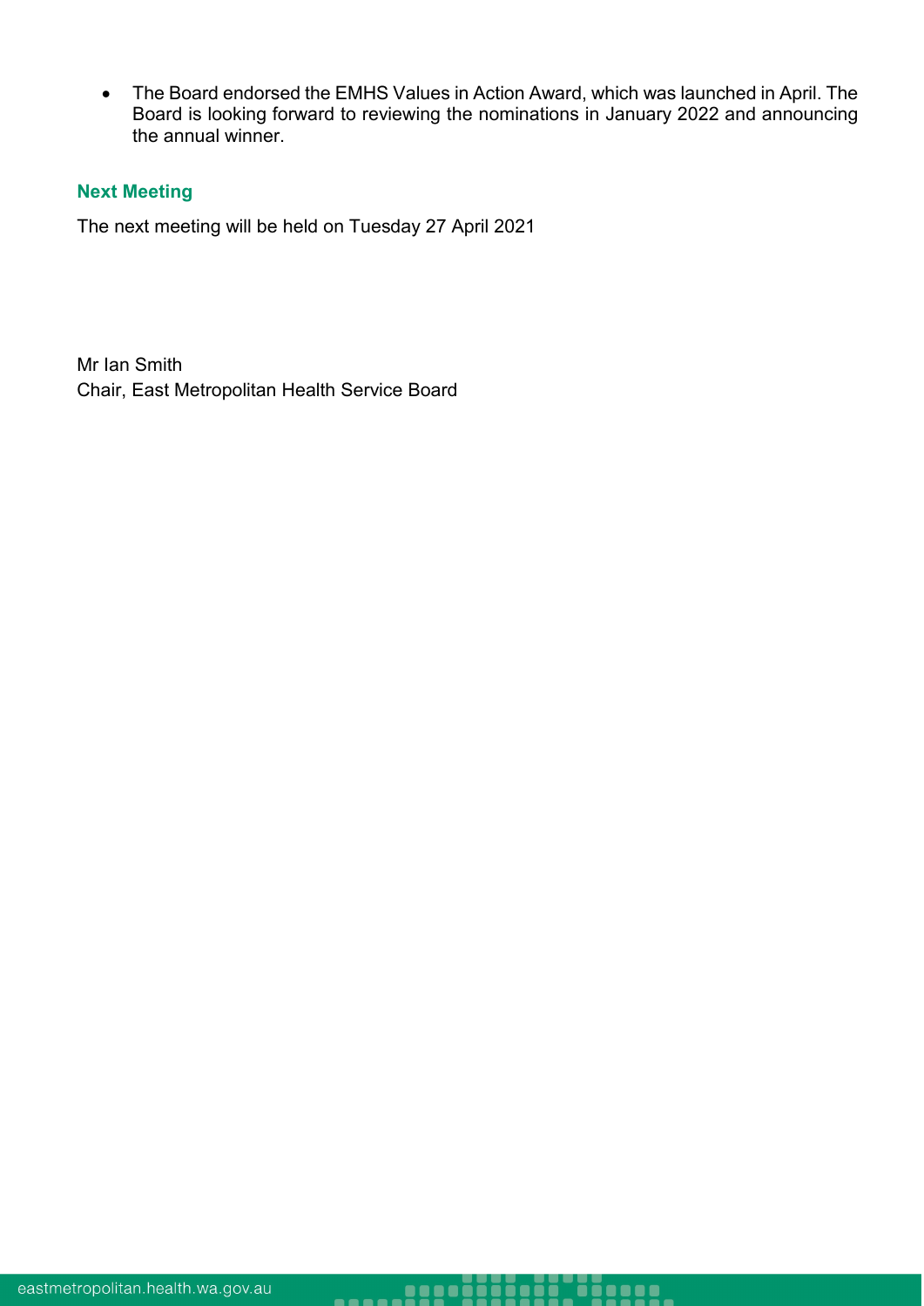- The Board endorsed the EMHS Values in Action Award, which was launched in April. The Board is looking forward to reviewing the nominations in January 2022 and announcing the annual winner.

## Next Meeting

The next meeting will be held on Tuesday 27 April 2021

Mr Ian Smith
Chair, East Metropolitan Health Service Board